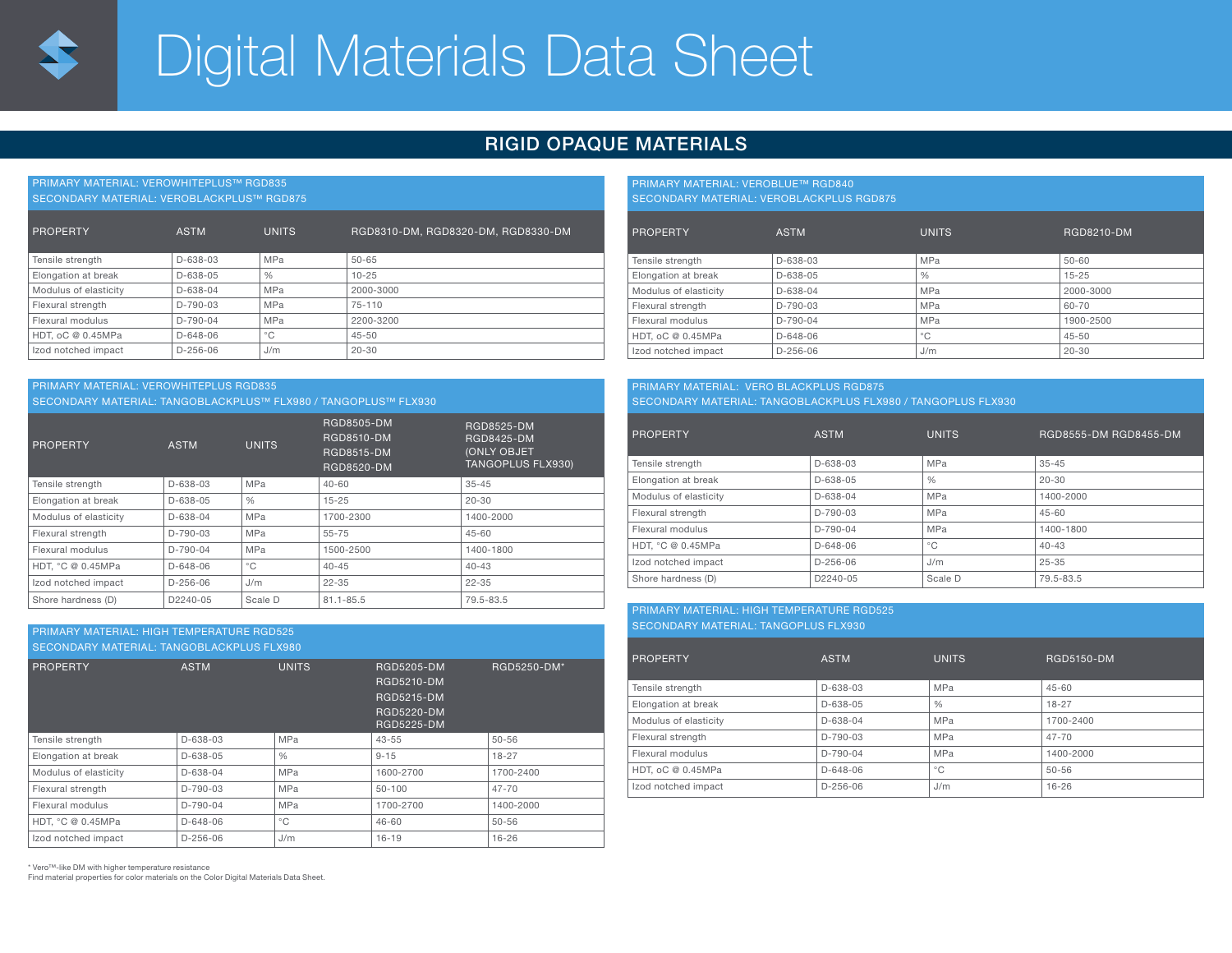# Digital Materials Data Sheet

## RIGID OPAQUE MATERIALS

PRIMARY MATERIAL: VEROWHITEPLUS™ RGD835
SECONDARY MATERIAL: VEROBLACKPLUS™ RGD875

| PROPERTY | ASTM | UNITS | RGD8310-DM, RGD8320-DM, RGD8330-DM |
|---|---|---|---|
| Tensile strength | D-638-03 | MPa | 50-65 |
| Elongation at break | D-638-05 | % | 10-25 |
| Modulus of elasticity | D-638-04 | MPa | 2000-3000 |
| Flexural strength | D-790-03 | MPa | 75-110 |
| Flexural modulus | D-790-04 | MPa | 2200-3200 |
| HDT, oC @ 0.45MPa | D-648-06 | °C | 45-50 |
| Izod notched impact | D-256-06 | J/m | 20-30 |

PRIMARY MATERIAL: VEROWHITEPLUS RGD835
SECONDARY MATERIAL: TANGOBLACKPLUS™ FLX980 / TANGOPLUS™ FLX930

| PROPERTY | ASTM | UNITS | RGD8505-DM RGD8510-DM RGD8515-DM RGD8520-DM | RGD8525-DM RGD8425-DM (ONLY OBJET TANGOPLUS FLX930) |
|---|---|---|---|---|
| Tensile strength | D-638-03 | MPa | 40-60 | 35-45 |
| Elongation at break | D-638-05 | % | 15-25 | 20-30 |
| Modulus of elasticity | D-638-04 | MPa | 1700-2300 | 1400-2000 |
| Flexural strength | D-790-03 | MPa | 55-75 | 45-60 |
| Flexural modulus | D-790-04 | MPa | 1500-2500 | 1400-1800 |
| HDT, °C @ 0.45MPa | D-648-06 | °C | 40-45 | 40-43 |
| Izod notched impact | D-256-06 | J/m | 22-35 | 22-35 |
| Shore hardness (D) | D2240-05 | Scale D | 81.1-85.5 | 79.5-83.5 |

PRIMARY MATERIAL: HIGH TEMPERATURE RGD525
SECONDARY MATERIAL: TANGOBLACKPLUS FLX980

| PROPERTY | ASTM | UNITS | RGD5205-DM RGD5210-DM RGD5215-DM RGD5220-DM RGD5225-DM | RGD5250-DM* |
|---|---|---|---|---|
| Tensile strength | D-638-03 | MPa | 43-55 | 50-56 |
| Elongation at break | D-638-05 | % | 9-15 | 18-27 |
| Modulus of elasticity | D-638-04 | MPa | 1600-2700 | 1700-2400 |
| Flexural strength | D-790-03 | MPa | 50-100 | 47-70 |
| Flexural modulus | D-790-04 | MPa | 1700-2700 | 1400-2000 |
| HDT, °C @ 0.45MPa | D-648-06 | °C | 46-60 | 50-56 |
| Izod notched impact | D-256-06 | J/m | 16-19 | 16-26 |

PRIMARY MATERIAL: VEROBLUE™ RGD840
SECONDARY MATERIAL: VEROBLACKPLUS RGD875

| PROPERTY | ASTM | UNITS | RGD8210-DM |
|---|---|---|---|
| Tensile strength | D-638-03 | MPa | 50-60 |
| Elongation at break | D-638-05 | % | 15-25 |
| Modulus of elasticity | D-638-04 | MPa | 2000-3000 |
| Flexural strength | D-790-03 | MPa | 60-70 |
| Flexural modulus | D-790-04 | MPa | 1900-2500 |
| HDT, oC @ 0.45MPa | D-648-06 | °C | 45-50 |
| Izod notched impact | D-256-06 | J/m | 20-30 |

PRIMARY MATERIAL: VERO BLACKPLUS RGD875
SECONDARY MATERIAL: TANGOBLACKPLUS FLX980 / TANGOPLUS FLX930

| PROPERTY | ASTM | UNITS | RGD8555-DM RGD8455-DM |
|---|---|---|---|
| Tensile strength | D-638-03 | MPa | 35-45 |
| Elongation at break | D-638-05 | % | 20-30 |
| Modulus of elasticity | D-638-04 | MPa | 1400-2000 |
| Flexural strength | D-790-03 | MPa | 45-60 |
| Flexural modulus | D-790-04 | MPa | 1400-1800 |
| HDT, °C @ 0.45MPa | D-648-06 | °C | 40-43 |
| Izod notched impact | D-256-06 | J/m | 25-35 |
| Shore hardness (D) | D2240-05 | Scale D | 79.5-83.5 |

PRIMARY MATERIAL: HIGH TEMPERATURE RGD525
SECONDARY MATERIAL: TANGOPLUS FLX930

| PROPERTY | ASTM | UNITS | RGD5150-DM |
|---|---|---|---|
| Tensile strength | D-638-03 | MPa | 45-60 |
| Elongation at break | D-638-05 | % | 18-27 |
| Modulus of elasticity | D-638-04 | MPa | 1700-2400 |
| Flexural strength | D-790-03 | MPa | 47-70 |
| Flexural modulus | D-790-04 | MPa | 1400-2000 |
| HDT, oC @ 0.45MPa | D-648-06 | °C | 50-56 |
| Izod notched impact | D-256-06 | J/m | 16-26 |

* Vero™-like DM with higher temperature resistance
Find material properties for color materials on the Color Digital Materials Data Sheet.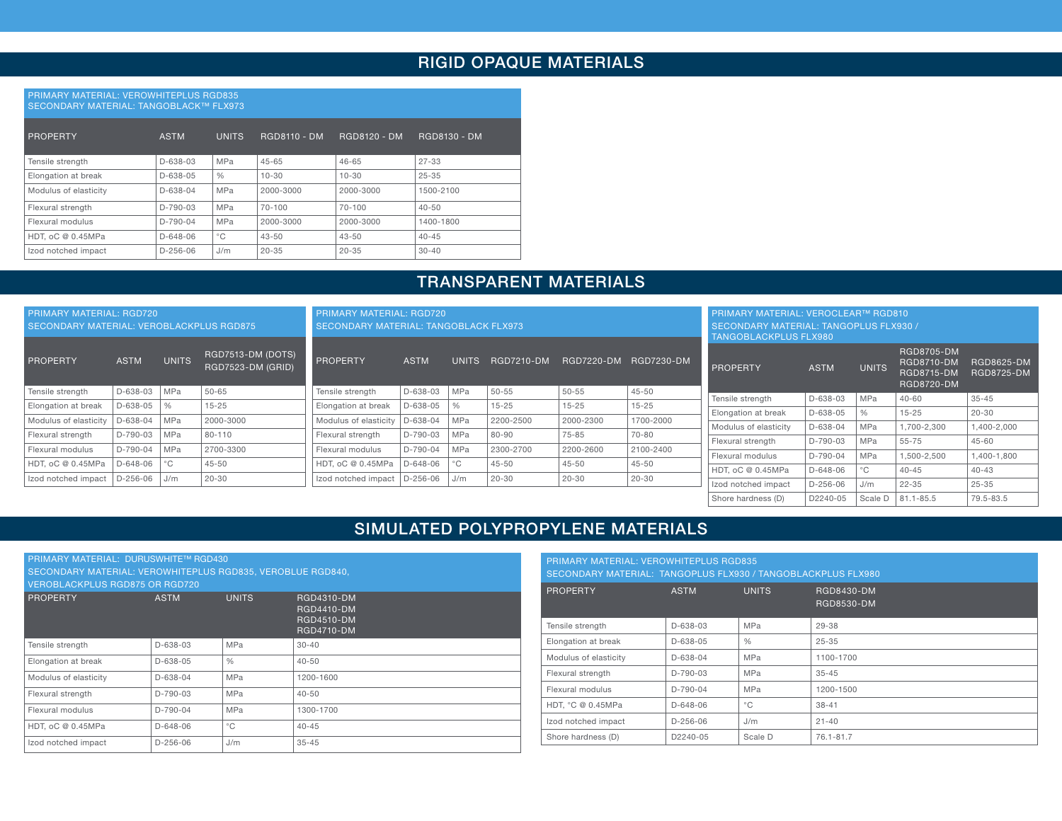# RIGID OPAQUE MATERIALS

PRIMARY MATERIAL: VEROWHITEPLUS RGD835
SECONDARY MATERIAL: TANGOBLACK™ FLX973

| PROPERTY | ASTM | UNITS | RGD8110 - DM | RGD8120 - DM | RGD8130 - DM |
|---|---|---|---|---|---|
| Tensile strength | D-638-03 | MPa | 45-65 | 46-65 | 27-33 |
| Elongation at break | D-638-05 | % | 10-30 | 10-30 | 25-35 |
| Modulus of elasticity | D-638-04 | MPa | 2000-3000 | 2000-3000 | 1500-2100 |
| Flexural strength | D-790-03 | MPa | 70-100 | 70-100 | 40-50 |
| Flexural modulus | D-790-04 | MPa | 2000-3000 | 2000-3000 | 1400-1800 |
| HDT, oC @ 0.45MPa | D-648-06 | °C | 43-50 | 43-50 | 40-45 |
| Izod notched impact | D-256-06 | J/m | 20-35 | 20-35 | 30-40 |

# TRANSPARENT MATERIALS

PRIMARY MATERIAL: RGD720
SECONDARY MATERIAL: VEROBLACKPLUS RGD875

| PROPERTY | ASTM | UNITS | RGD7513-DM (DOTS) RGD7523-DM (GRID) |
|---|---|---|---|
| Tensile strength | D-638-03 | MPa | 50-65 |
| Elongation at break | D-638-05 | % | 15-25 |
| Modulus of elasticity | D-638-04 | MPa | 2000-3000 |
| Flexural strength | D-790-03 | MPa | 80-110 |
| Flexural modulus | D-790-04 | MPa | 2700-3300 |
| HDT, oC @ 0.45MPa | D-648-06 | °C | 45-50 |
| Izod notched impact | D-256-06 | J/m | 20-30 |

PRIMARY MATERIAL: RGD720
SECONDARY MATERIAL: TANGOBLACK FLX973

| PROPERTY | ASTM | UNITS | RGD7210-DM | RGD7220-DM | RGD7230-DM |
|---|---|---|---|---|---|
| Tensile strength | D-638-03 | MPa | 50-55 | 50-55 | 45-50 |
| Elongation at break | D-638-05 | % | 15-25 | 15-25 | 15-25 |
| Modulus of elasticity | D-638-04 | MPa | 2200-2500 | 2000-2300 | 1700-2000 |
| Flexural strength | D-790-03 | MPa | 80-90 | 75-85 | 70-80 |
| Flexural modulus | D-790-04 | MPa | 2300-2700 | 2200-2600 | 2100-2400 |
| HDT, oC @ 0.45MPa | D-648-06 | °C | 45-50 | 45-50 | 45-50 |
| Izod notched impact | D-256-06 | J/m | 20-30 | 20-30 | 20-30 |

PRIMARY MATERIAL: VEROCLEAR™ RGD810
SECONDARY MATERIAL: TANGOPLUS FLX930 / TANGOBLACKPLUS FLX980

| PROPERTY | ASTM | UNITS | RGD8705-DM RGD8710-DM RGD8715-DM RGD8720-DM | RGD8625-DM RGD8725-DM |
|---|---|---|---|---|
| Tensile strength | D-638-03 | MPa | 40-60 | 35-45 |
| Elongation at break | D-638-05 | % | 15-25 | 20-30 |
| Modulus of elasticity | D-638-04 | MPa | 1,700-2,300 | 1,400-2,000 |
| Flexural strength | D-790-03 | MPa | 55-75 | 45-60 |
| Flexural modulus | D-790-04 | MPa | 1,500-2,500 | 1,400-1,800 |
| HDT, oC @ 0.45MPa | D-648-06 | °C | 40-45 | 40-43 |
| Izod notched impact | D-256-06 | J/m | 22-35 | 25-35 |
| Shore hardness (D) | D2240-05 | Scale D | 81.1-85.5 | 79.5-83.5 |

# SIMULATED POLYPROPYLENE MATERIALS

PRIMARY MATERIAL: DURUSWHITE™ RGD430
SECONDARY MATERIAL: VEROWHITEPLUS RGD835, VEROBLUE RGD840, VEROBLACKPLUS RGD875 OR RGD720

| PROPERTY | ASTM | UNITS | RGD4310-DM RGD4410-DM RGD4510-DM RGD4710-DM |
|---|---|---|---|
| Tensile strength | D-638-03 | MPa | 30-40 |
| Elongation at break | D-638-05 | % | 40-50 |
| Modulus of elasticity | D-638-04 | MPa | 1200-1600 |
| Flexural strength | D-790-03 | MPa | 40-50 |
| Flexural modulus | D-790-04 | MPa | 1300-1700 |
| HDT, oC @ 0.45MPa | D-648-06 | °C | 40-45 |
| Izod notched impact | D-256-06 | J/m | 35-45 |

PRIMARY MATERIAL: VEROWHITEPLUS RGD835
SECONDARY MATERIAL: TANGOPLUS FLX930 / TANGOBLACKPLUS FLX980

| PROPERTY | ASTM | UNITS | RGD8430-DM RGD8530-DM |
|---|---|---|---|
| Tensile strength | D-638-03 | MPa | 29-38 |
| Elongation at break | D-638-05 | % | 25-35 |
| Modulus of elasticity | D-638-04 | MPa | 1100-1700 |
| Flexural strength | D-790-03 | MPa | 35-45 |
| Flexural modulus | D-790-04 | MPa | 1200-1500 |
| HDT, °C @ 0.45MPa | D-648-06 | °C | 38-41 |
| Izod notched impact | D-256-06 | J/m | 21-40 |
| Shore hardness (D) | D2240-05 | Scale D | 76.1-81.7 |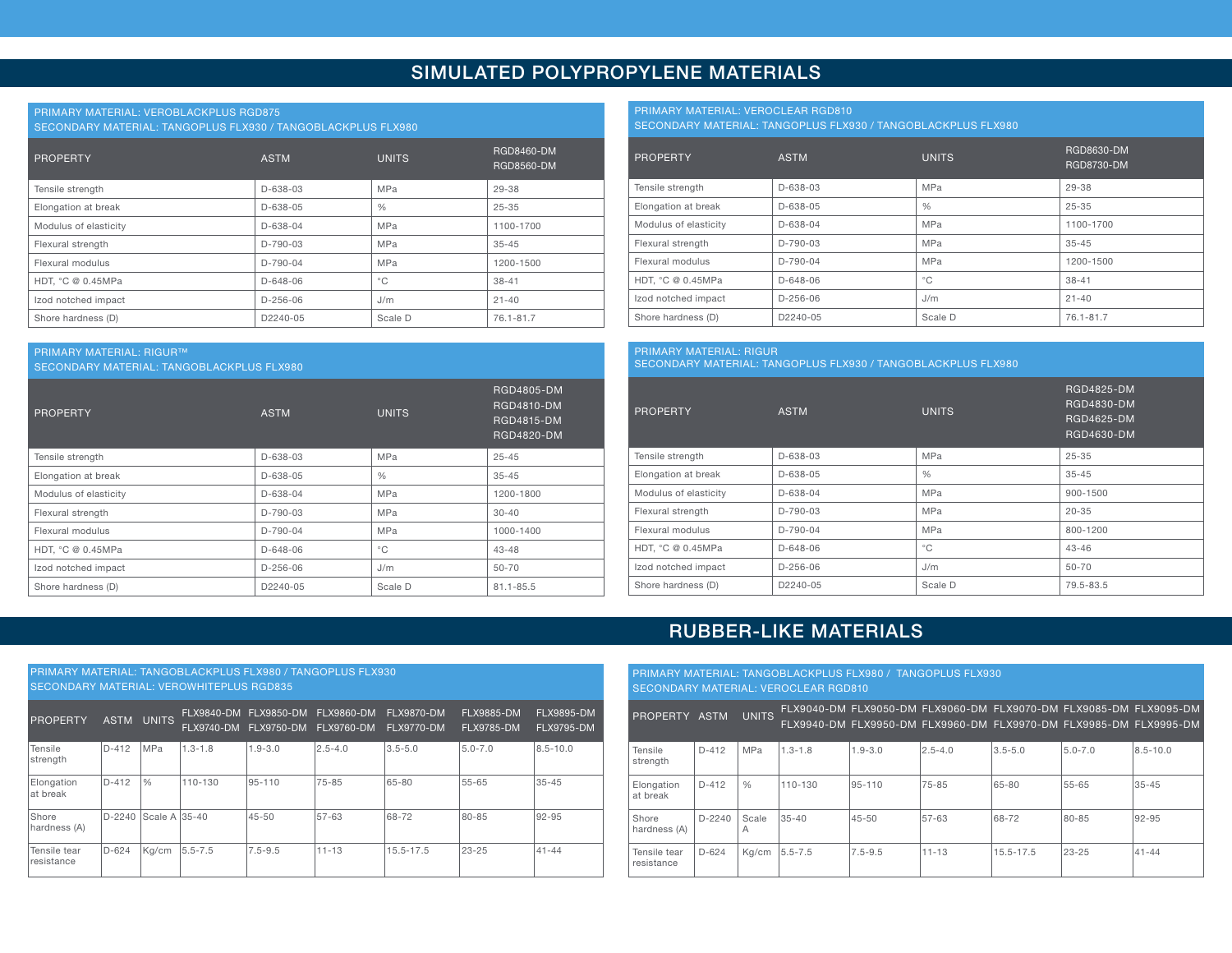# SIMULATED POLYPROPYLENE MATERIALS

PRIMARY MATERIAL: VEROBLACKPLUS RGD875
SECONDARY MATERIAL: TANGOPLUS FLX930 / TANGOBLACKPLUS FLX980

| PROPERTY | ASTM | UNITS | RGD8460-DM RGD8560-DM |
|---|---|---|---|
| Tensile strength | D-638-03 | MPa | 29-38 |
| Elongation at break | D-638-05 | % | 25-35 |
| Modulus of elasticity | D-638-04 | MPa | 1100-1700 |
| Flexural strength | D-790-03 | MPa | 35-45 |
| Flexural modulus | D-790-04 | MPa | 1200-1500 |
| HDT, °C @ 0.45MPa | D-648-06 | °C | 38-41 |
| Izod notched impact | D-256-06 | J/m | 21-40 |
| Shore hardness (D) | D2240-05 | Scale D | 76.1-81.7 |

PRIMARY MATERIAL: VEROCLEAR RGD810
SECONDARY MATERIAL: TANGOPLUS FLX930 / TANGOBLACKPLUS FLX980

| PROPERTY | ASTM | UNITS | RGD8630-DM RGD8730-DM |
|---|---|---|---|
| Tensile strength | D-638-03 | MPa | 29-38 |
| Elongation at break | D-638-05 | % | 25-35 |
| Modulus of elasticity | D-638-04 | MPa | 1100-1700 |
| Flexural strength | D-790-03 | MPa | 35-45 |
| Flexural modulus | D-790-04 | MPa | 1200-1500 |
| HDT, °C @ 0.45MPa | D-648-06 | °C | 38-41 |
| Izod notched impact | D-256-06 | J/m | 21-40 |
| Shore hardness (D) | D2240-05 | Scale D | 76.1-81.7 |

PRIMARY MATERIAL: RIGUR™
SECONDARY MATERIAL: TANGOBLACKPLUS FLX980

| PROPERTY | ASTM | UNITS | RGD4805-DM RGD4810-DM RGD4815-DM RGD4820-DM |
|---|---|---|---|
| Tensile strength | D-638-03 | MPa | 25-45 |
| Elongation at break | D-638-05 | % | 35-45 |
| Modulus of elasticity | D-638-04 | MPa | 1200-1800 |
| Flexural strength | D-790-03 | MPa | 30-40 |
| Flexural modulus | D-790-04 | MPa | 1000-1400 |
| HDT, °C @ 0.45MPa | D-648-06 | °C | 43-48 |
| Izod notched impact | D-256-06 | J/m | 50-70 |
| Shore hardness (D) | D2240-05 | Scale D | 81.1-85.5 |

PRIMARY MATERIAL: RIGUR
SECONDARY MATERIAL: TANGOPLUS FLX930 / TANGOBLACKPLUS FLX980

| PROPERTY | ASTM | UNITS | RGD4825-DM RGD4830-DM RGD4625-DM RGD4630-DM |
|---|---|---|---|
| Tensile strength | D-638-03 | MPa | 25-35 |
| Elongation at break | D-638-05 | % | 35-45 |
| Modulus of elasticity | D-638-04 | MPa | 900-1500 |
| Flexural strength | D-790-03 | MPa | 20-35 |
| Flexural modulus | D-790-04 | MPa | 800-1200 |
| HDT, °C @ 0.45MPa | D-648-06 | °C | 43-46 |
| Izod notched impact | D-256-06 | J/m | 50-70 |
| Shore hardness (D) | D2240-05 | Scale D | 79.5-83.5 |

# RUBBER-LIKE MATERIALS

PRIMARY MATERIAL: TANGOBLACKPLUS FLX980 / TANGOPLUS FLX930
SECONDARY MATERIAL: VEROWHITEPLUS RGD835

| PROPERTY | ASTM | UNITS | FLX9840-DM FLX9740-DM | FLX9850-DM FLX9750-DM | FLX9860-DM FLX9760-DM | FLX9870-DM FLX9770-DM | FLX9885-DM FLX9785-DM | FLX9895-DM FLX9795-DM |
|---|---|---|---|---|---|---|---|---|
| Tensile strength | D-412 | MPa | 1.3-1.8 | 1.9-3.0 | 2.5-4.0 | 3.5-5.0 | 5.0-7.0 | 8.5-10.0 |
| Elongation at break | D-412 | % | 110-130 | 95-110 | 75-85 | 65-80 | 55-65 | 35-45 |
| Shore hardness (A) | D-2240 | Scale A | 35-40 | 45-50 | 57-63 | 68-72 | 80-85 | 92-95 |
| Tensile tear resistance | D-624 | Kg/cm | 5.5-7.5 | 7.5-9.5 | 11-13 | 15.5-17.5 | 23-25 | 41-44 |

PRIMARY MATERIAL: TANGOBLACKPLUS FLX980 / TANGOPLUS FLX930
SECONDARY MATERIAL: VEROCLEAR RGD810

| PROPERTY | ASTM | UNITS | FLX9040-DM FLX9940-DM | FLX9050-DM FLX9950-DM | FLX9060-DM FLX9960-DM | FLX9070-DM FLX9970-DM | FLX9085-DM FLX9985-DM | FLX9095-DM FLX9995-DM |
|---|---|---|---|---|---|---|---|---|
| Tensile strength | D-412 | MPa | 1.3-1.8 | 1.9-3.0 | 2.5-4.0 | 3.5-5.0 | 5.0-7.0 | 8.5-10.0 |
| Elongation at break | D-412 | % | 110-130 | 95-110 | 75-85 | 65-80 | 55-65 | 35-45 |
| Shore hardness (A) | D-2240 | Scale A | 35-40 | 45-50 | 57-63 | 68-72 | 80-85 | 92-95 |
| Tensile tear resistance | D-624 | Kg/cm | 5.5-7.5 | 7.5-9.5 | 11-13 | 15.5-17.5 | 23-25 | 41-44 |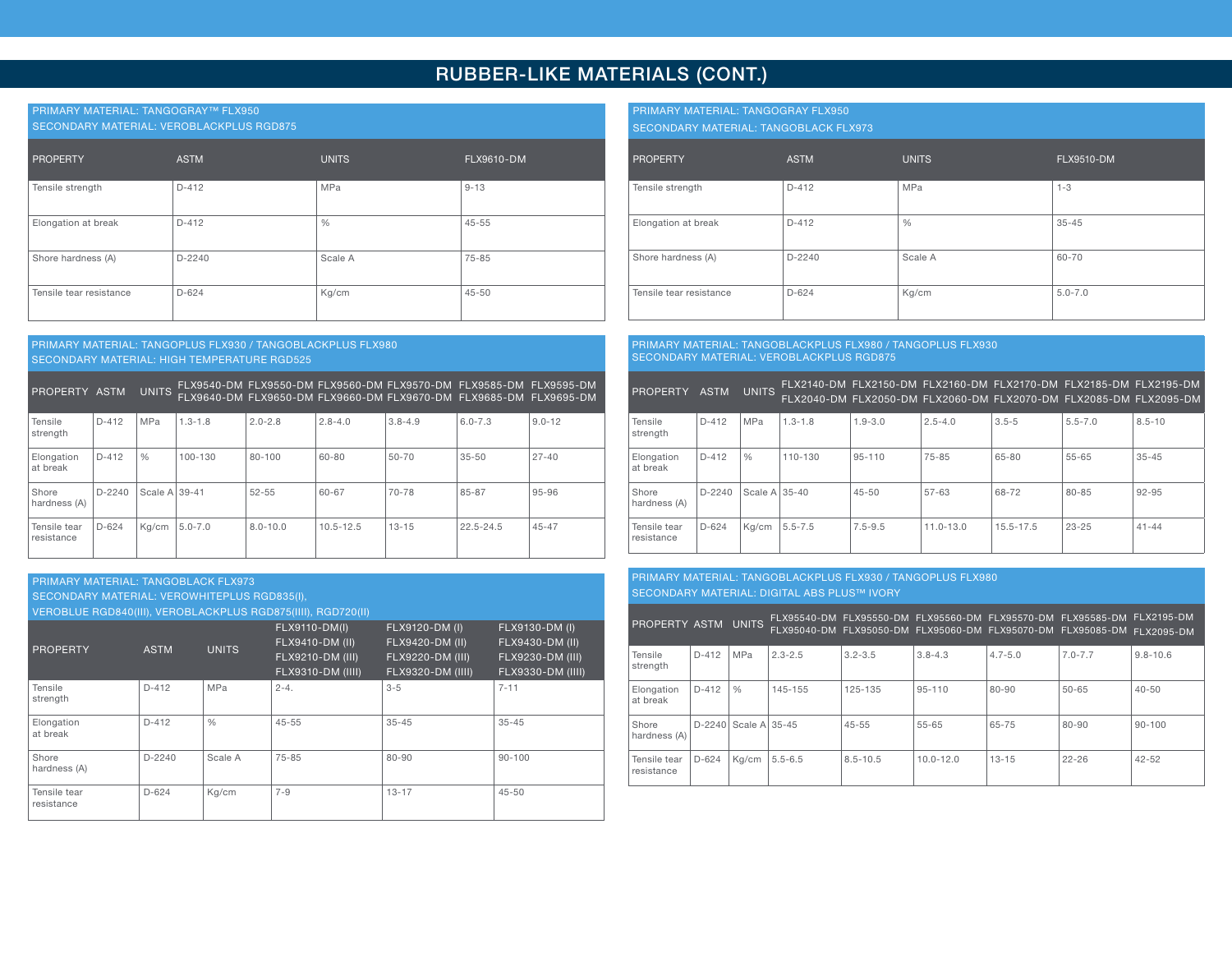# RUBBER-LIKE MATERIALS (CONT.)

PRIMARY MATERIAL: TANGOGRAY™ FLX950
SECONDARY MATERIAL: VEROBLACKPLUS RGD875

| PROPERTY | ASTM | UNITS | FLX9610-DM |
|---|---|---|---|
| Tensile strength | D-412 | MPa | 9-13 |
| Elongation at break | D-412 | % | 45-55 |
| Shore hardness (A) | D-2240 | Scale A | 75-85 |
| Tensile tear resistance | D-624 | Kg/cm | 45-50 |

PRIMARY MATERIAL: TANGOPLUS FLX930 / TANGOBLACKPLUS FLX980
SECONDARY MATERIAL: HIGH TEMPERATURE RGD525

| PROPERTY | ASTM | UNITS | FLX9540-DM FLX9640-DM | FLX9550-DM FLX9650-DM | FLX9560-DM FLX9660-DM | FLX9570-DM FLX9670-DM | FLX9585-DM FLX9685-DM | FLX9595-DM FLX9695-DM |
|---|---|---|---|---|---|---|---|---|
| Tensile strength | D-412 | MPa | 1.3-1.8 | 2.0-2.8 | 2.8-4.0 | 3.8-4.9 | 6.0-7.3 | 9.0-12 |
| Elongation at break | D-412 | % | 100-130 | 80-100 | 60-80 | 50-70 | 35-50 | 27-40 |
| Shore hardness (A) | D-2240 | Scale A | 39-41 | 52-55 | 60-67 | 70-78 | 85-87 | 95-96 |
| Tensile tear resistance | D-624 | Kg/cm | 5.0-7.0 | 8.0-10.0 | 10.5-12.5 | 13-15 | 22.5-24.5 | 45-47 |

PRIMARY MATERIAL: TANGOBLACK FLX973
SECONDARY MATERIAL: VEROWHITEPLUS RGD835(I),
VEROBLUE RGD840(III), VEROBLACKPLUS RGD875(IIII), RGD720(II)

| PROPERTY | ASTM | UNITS | FLX9110-DM(I) FLX9410-DM (II) FLX9210-DM (III) FLX9310-DM (IIII) | FLX9120-DM (I) FLX9420-DM (II) FLX9220-DM (III) FLX9320-DM (IIII) | FLX9130-DM (I) FLX9430-DM (II) FLX9230-DM (III) FLX9330-DM (IIII) |
|---|---|---|---|---|---|
| Tensile strength | D-412 | MPa | 2-4. | 3-5 | 7-11 |
| Elongation at break | D-412 | % | 45-55 | 35-45 | 35-45 |
| Shore hardness (A) | D-2240 | Scale A | 75-85 | 80-90 | 90-100 |
| Tensile tear resistance | D-624 | Kg/cm | 7-9 | 13-17 | 45-50 |

PRIMARY MATERIAL: TANGOGRAY FLX950
SECONDARY MATERIAL: TANGOBLACK FLX973

| PROPERTY | ASTM | UNITS | FLX9510-DM |
|---|---|---|---|
| Tensile strength | D-412 | MPa | 1-3 |
| Elongation at break | D-412 | % | 35-45 |
| Shore hardness (A) | D-2240 | Scale A | 60-70 |
| Tensile tear resistance | D-624 | Kg/cm | 5.0-7.0 |

PRIMARY MATERIAL: TANGOBLACKPLUS FLX980 / TANGOPLUS FLX930
SECONDARY MATERIAL: VEROBLACKPLUS RGD875

| PROPERTY | ASTM | UNITS | FLX2140-DM FLX2040-DM | FLX2150-DM FLX2050-DM | FLX2160-DM FLX2060-DM | FLX2170-DM FLX2070-DM | FLX2185-DM FLX2085-DM | FLX2195-DM FLX2095-DM |
|---|---|---|---|---|---|---|---|---|
| Tensile strength | D-412 | MPa | 1.3-1.8 | 1.9-3.0 | 2.5-4.0 | 3.5-5 | 5.5-7.0 | 8.5-10 |
| Elongation at break | D-412 | % | 110-130 | 95-110 | 75-85 | 65-80 | 55-65 | 35-45 |
| Shore hardness (A) | D-2240 | Scale A | 35-40 | 45-50 | 57-63 | 68-72 | 80-85 | 92-95 |
| Tensile tear resistance | D-624 | Kg/cm | 5.5-7.5 | 7.5-9.5 | 11.0-13.0 | 15.5-17.5 | 23-25 | 41-44 |

PRIMARY MATERIAL: TANGOBLACKPLUS FLX930 / TANGOPLUS FLX980
SECONDARY MATERIAL: DIGITAL ABS PLUS™ IVORY

| PROPERTY | ASTM | UNITS | FLX95540-DM FLX95040-DM | FLX95550-DM FLX95050-DM | FLX95560-DM FLX95060-DM | FLX95570-DM FLX95070-DM | FLX95585-DM FLX95085-DM | FLX2195-DM FLX2095-DM |
|---|---|---|---|---|---|---|---|---|
| Tensile strength | D-412 | MPa | 2.3-2.5 | 3.2-3.5 | 3.8-4.3 | 4.7-5.0 | 7.0-7.7 | 9.8-10.6 |
| Elongation at break | D-412 | % | 145-155 | 125-135 | 95-110 | 80-90 | 50-65 | 40-50 |
| Shore hardness (A) | D-2240 | Scale A | 35-45 | 45-55 | 55-65 | 65-75 | 80-90 | 90-100 |
| Tensile tear resistance | D-624 | Kg/cm | 5.5-6.5 | 8.5-10.5 | 10.0-12.0 | 13-15 | 22-26 | 42-52 |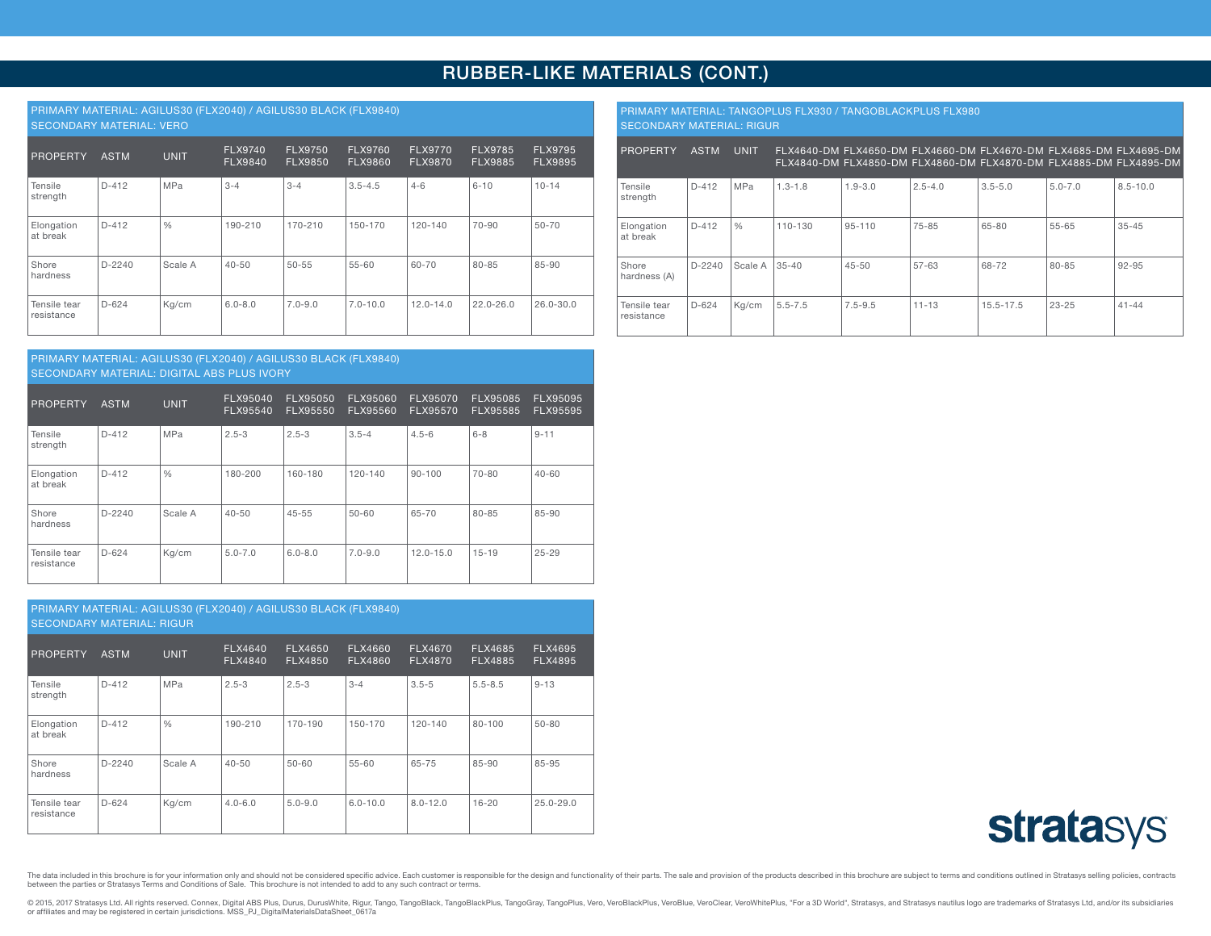# RUBBER-LIKE MATERIALS (CONT.)

PRIMARY MATERIAL: AGILUS30 (FLX2040) / AGILUS30 BLACK (FLX9840)
SECONDARY MATERIAL: VERO

| PROPERTY | ASTM | UNIT | FLX9740 FLX9840 | FLX9750 FLX9850 | FLX9760 FLX9860 | FLX9770 FLX9870 | FLX9785 FLX9885 | FLX9795 FLX9895 |
|---|---|---|---|---|---|---|---|---|
| Tensile strength | D-412 | MPa | 3-4 | 3-4 | 3.5-4.5 | 4-6 | 6-10 | 10-14 |
| Elongation at break | D-412 | % | 190-210 | 170-210 | 150-170 | 120-140 | 70-90 | 50-70 |
| Shore hardness | D-2240 | Scale A | 40-50 | 50-55 | 55-60 | 60-70 | 80-85 | 85-90 |
| Tensile tear resistance | D-624 | Kg/cm | 6.0-8.0 | 7.0-9.0 | 7.0-10.0 | 12.0-14.0 | 22.0-26.0 | 26.0-30.0 |

PRIMARY MATERIAL: AGILUS30 (FLX2040) / AGILUS30 BLACK (FLX9840)
SECONDARY MATERIAL: DIGITAL ABS PLUS IVORY

| PROPERTY | ASTM | UNIT | FLX95040 FLX95540 | FLX95050 FLX95550 | FLX95060 FLX95560 | FLX95070 FLX95570 | FLX95085 FLX95585 | FLX95095 FLX95595 |
|---|---|---|---|---|---|---|---|---|
| Tensile strength | D-412 | MPa | 2.5-3 | 2.5-3 | 3.5-4 | 4.5-6 | 6-8 | 9-11 |
| Elongation at break | D-412 | % | 180-200 | 160-180 | 120-140 | 90-100 | 70-80 | 40-60 |
| Shore hardness | D-2240 | Scale A | 40-50 | 45-55 | 50-60 | 65-70 | 80-85 | 85-90 |
| Tensile tear resistance | D-624 | Kg/cm | 5.0-7.0 | 6.0-8.0 | 7.0-9.0 | 12.0-15.0 | 15-19 | 25-29 |

PRIMARY MATERIAL: AGILUS30 (FLX2040) / AGILUS30 BLACK (FLX9840)
SECONDARY MATERIAL: RIGUR

| PROPERTY | ASTM | UNIT | FLX4640 FLX4840 | FLX4650 FLX4850 | FLX4660 FLX4860 | FLX4670 FLX4870 | FLX4685 FLX4885 | FLX4695 FLX4895 |
|---|---|---|---|---|---|---|---|---|
| Tensile strength | D-412 | MPa | 2.5-3 | 2.5-3 | 3-4 | 3.5-5 | 5.5-8.5 | 9-13 |
| Elongation at break | D-412 | % | 190-210 | 170-190 | 150-170 | 120-140 | 80-100 | 50-80 |
| Shore hardness | D-2240 | Scale A | 40-50 | 50-60 | 55-60 | 65-75 | 85-90 | 85-95 |
| Tensile tear resistance | D-624 | Kg/cm | 4.0-6.0 | 5.0-9.0 | 6.0-10.0 | 8.0-12.0 | 16-20 | 25.0-29.0 |

PRIMARY MATERIAL: TANGOPLUS FLX930 / TANGOBLACKPLUS FLX980
SECONDARY MATERIAL: RIGUR

| PROPERTY | ASTM | UNIT | FLX4640-DM FLX4840-DM | FLX4650-DM FLX4850-DM | FLX4660-DM FLX4860-DM | FLX4670-DM FLX4870-DM | FLX4685-DM FLX4885-DM | FLX4695-DM FLX4895-DM |
|---|---|---|---|---|---|---|---|---|
| Tensile strength | D-412 | MPa | 1.3-1.8 | 1.9-3.0 | 2.5-4.0 | 3.5-5.0 | 5.0-7.0 | 8.5-10.0 |
| Elongation at break | D-412 | % | 110-130 | 95-110 | 75-85 | 65-80 | 55-65 | 35-45 |
| Shore hardness (A) | D-2240 | Scale A | 35-40 | 45-50 | 57-63 | 68-72 | 80-85 | 92-95 |
| Tensile tear resistance | D-624 | Kg/cm | 5.5-7.5 | 7.5-9.5 | 11-13 | 15.5-17.5 | 23-25 | 41-44 |

stratasys

The data included in this brochure is for your information only and should not be considered specific advice. Each customer is responsible for the design and functionality of their parts. The sale and provision of the products described in this brochure are subject to terms and conditions outlined in Stratasys selling policies, contracts between the parties or Stratasys Terms and Conditions of Sale. This brochure is not intended to add to any such contract or terms.

© 2015, 2017 Stratasys Ltd. All rights reserved. Connex, Digital ABS Plus, Durus, DurusWhite, Rigur, Tango, TangoBlack, TangoBlackPlus, TangoGray, TangoPlus, Vero, VeroBlackPlus, VeroBlue, VeroClear, VeroWhitePlus, "For a 3D World", Stratasys, and Stratasys nautilus logo are trademarks of Stratasys Ltd, and/or its subsidiaries or affiliates and may be registered in certain jurisdictions. MSS_PJ_DigitalMaterialsDataSheet_0617a